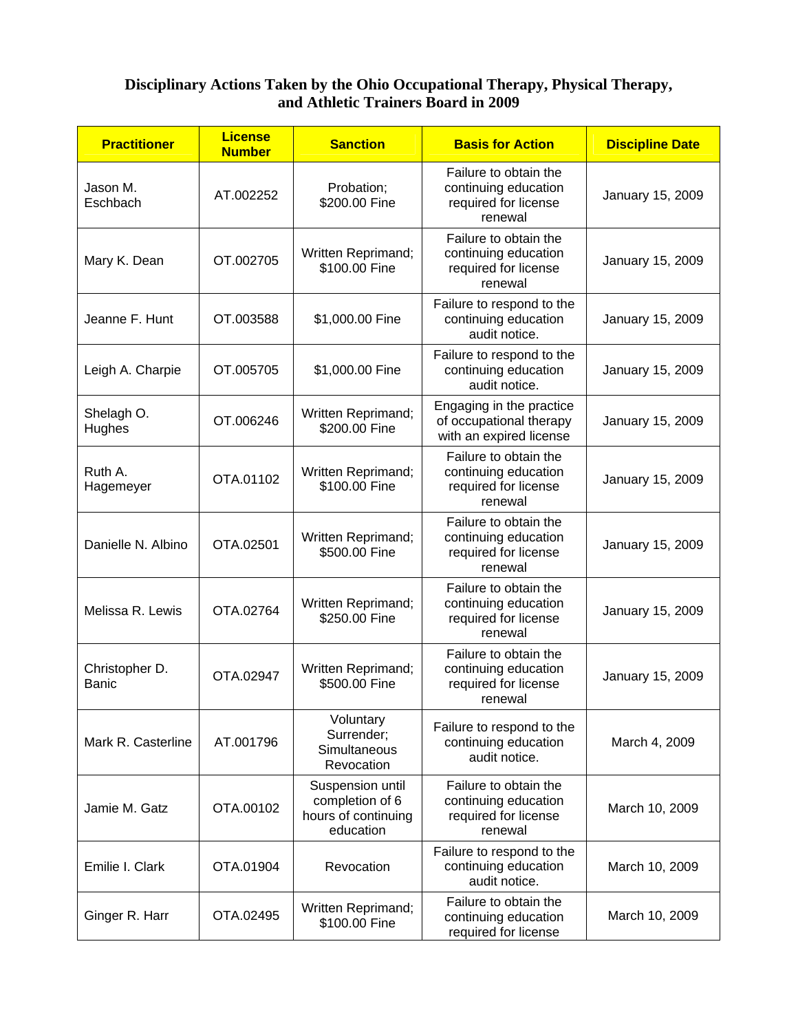# Disciplinary Actions Taken by the Ohio Occupational Therapy, Physical Therapy, and Athletic Trainers Board in 2009

| Practitioner | License Number | Sanction | Basis for Action | Discipline Date |
|---|---|---|---|---|
| Jason M. Eschbach | AT.002252 | Probation; $200.00 Fine | Failure to obtain the continuing education required for license renewal | January 15, 2009 |
| Mary K. Dean | OT.002705 | Written Reprimand; $100.00 Fine | Failure to obtain the continuing education required for license renewal | January 15, 2009 |
| Jeanne F. Hunt | OT.003588 | $1,000.00 Fine | Failure to respond to the continuing education audit notice. | January 15, 2009 |
| Leigh A. Charpie | OT.005705 | $1,000.00 Fine | Failure to respond to the continuing education audit notice. | January 15, 2009 |
| Shelagh O. Hughes | OT.006246 | Written Reprimand; $200.00 Fine | Engaging in the practice of occupational therapy with an expired license | January 15, 2009 |
| Ruth A. Hagemeyer | OTA.01102 | Written Reprimand; $100.00 Fine | Failure to obtain the continuing education required for license renewal | January 15, 2009 |
| Danielle N. Albino | OTA.02501 | Written Reprimand; $500.00 Fine | Failure to obtain the continuing education required for license renewal | January 15, 2009 |
| Melissa R. Lewis | OTA.02764 | Written Reprimand; $250.00 Fine | Failure to obtain the continuing education required for license renewal | January 15, 2009 |
| Christopher D. Banic | OTA.02947 | Written Reprimand; $500.00 Fine | Failure to obtain the continuing education required for license renewal | January 15, 2009 |
| Mark R. Casterline | AT.001796 | Voluntary Surrender; Simultaneous Revocation | Failure to respond to the continuing education audit notice. | March 4, 2009 |
| Jamie M. Gatz | OTA.00102 | Suspension until completion of 6 hours of continuing education | Failure to obtain the continuing education required for license renewal | March 10, 2009 |
| Emilie I. Clark | OTA.01904 | Revocation | Failure to respond to the continuing education audit notice. | March 10, 2009 |
| Ginger R. Harr | OTA.02495 | Written Reprimand; $100.00 Fine | Failure to obtain the continuing education required for license | March 10, 2009 |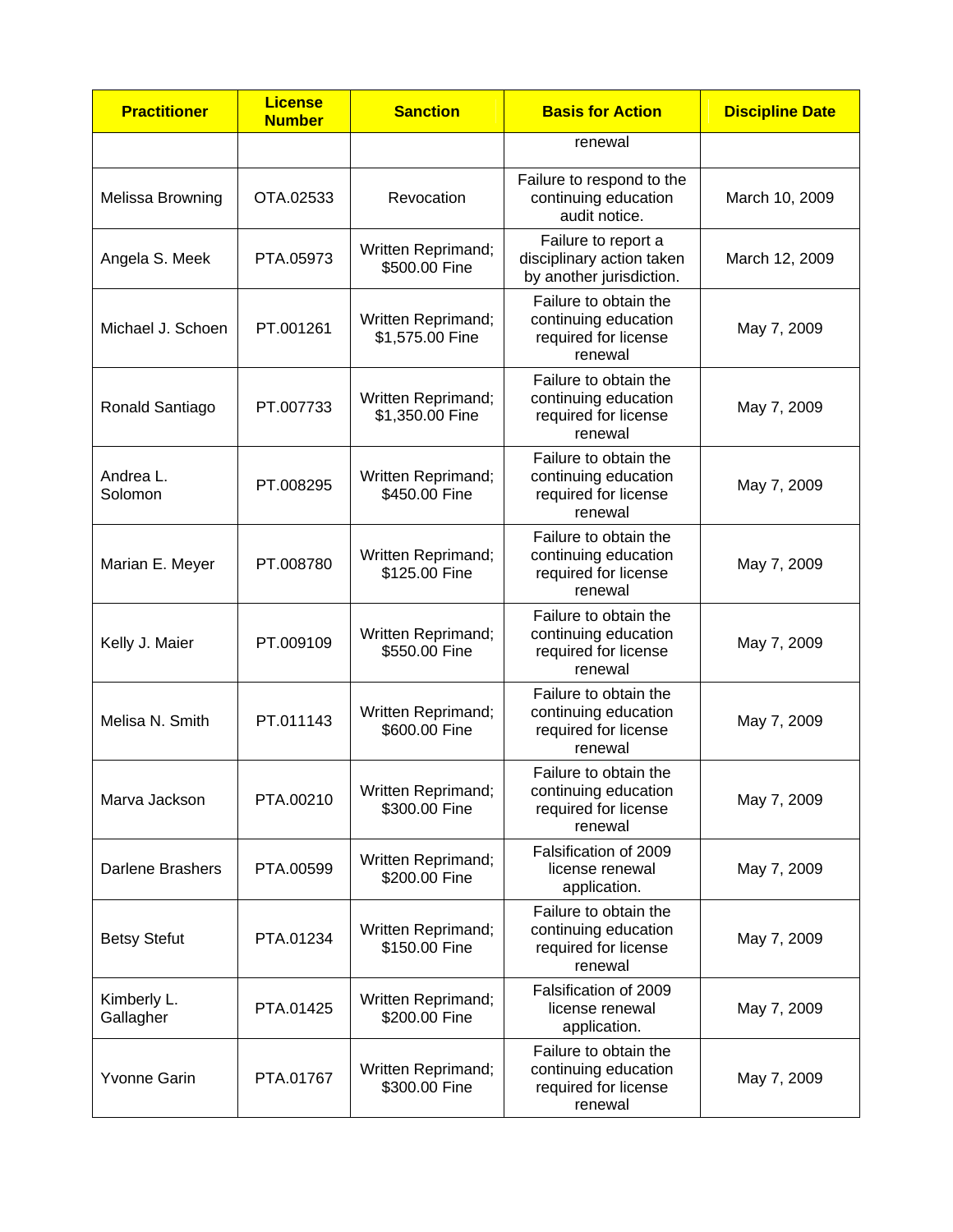| Practitioner | License Number | Sanction | Basis for Action | Discipline Date |
|---|---|---|---|---|
| | | | renewal | |
| Melissa Browning | OTA.02533 | Revocation | Failure to respond to the continuing education audit notice. | March 10, 2009 |
| Angela S. Meek | PTA.05973 | Written Reprimand; $500.00 Fine | Failure to report a disciplinary action taken by another jurisdiction. | March 12, 2009 |
| Michael J. Schoen | PT.001261 | Written Reprimand; $1,575.00 Fine | Failure to obtain the continuing education required for license renewal | May 7, 2009 |
| Ronald Santiago | PT.007733 | Written Reprimand; $1,350.00 Fine | Failure to obtain the continuing education required for license renewal | May 7, 2009 |
| Andrea L. Solomon | PT.008295 | Written Reprimand; $450.00 Fine | Failure to obtain the continuing education required for license renewal | May 7, 2009 |
| Marian E. Meyer | PT.008780 | Written Reprimand; $125.00 Fine | Failure to obtain the continuing education required for license renewal | May 7, 2009 |
| Kelly J. Maier | PT.009109 | Written Reprimand; $550.00 Fine | Failure to obtain the continuing education required for license renewal | May 7, 2009 |
| Melisa N. Smith | PT.011143 | Written Reprimand; $600.00 Fine | Failure to obtain the continuing education required for license renewal | May 7, 2009 |
| Marva Jackson | PTA.00210 | Written Reprimand; $300.00 Fine | Failure to obtain the continuing education required for license renewal | May 7, 2009 |
| Darlene Brashers | PTA.00599 | Written Reprimand; $200.00 Fine | Falsification of 2009 license renewal application. | May 7, 2009 |
| Betsy Stefut | PTA.01234 | Written Reprimand; $150.00 Fine | Failure to obtain the continuing education required for license renewal | May 7, 2009 |
| Kimberly L. Gallagher | PTA.01425 | Written Reprimand; $200.00 Fine | Falsification of 2009 license renewal application. | May 7, 2009 |
| Yvonne Garin | PTA.01767 | Written Reprimand; $300.00 Fine | Failure to obtain the continuing education required for license renewal | May 7, 2009 |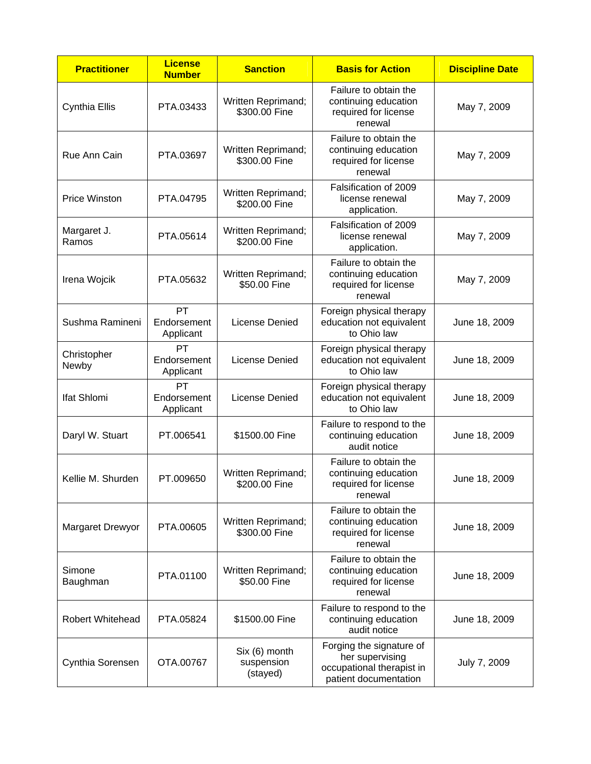| Practitioner | License Number | Sanction | Basis for Action | Discipline Date |
| --- | --- | --- | --- | --- |
| Cynthia Ellis | PTA.03433 | Written Reprimand; $300.00 Fine | Failure to obtain the continuing education required for license renewal | May 7, 2009 |
| Rue Ann Cain | PTA.03697 | Written Reprimand; $300.00 Fine | Failure to obtain the continuing education required for license renewal | May 7, 2009 |
| Price Winston | PTA.04795 | Written Reprimand; $200.00 Fine | Falsification of 2009 license renewal application. | May 7, 2009 |
| Margaret J. Ramos | PTA.05614 | Written Reprimand; $200.00 Fine | Falsification of 2009 license renewal application. | May 7, 2009 |
| Irena Wojcik | PTA.05632 | Written Reprimand; $50.00 Fine | Failure to obtain the continuing education required for license renewal | May 7, 2009 |
| Sushma Ramineni | PT Endorsement Applicant | License Denied | Foreign physical therapy education not equivalent to Ohio law | June 18, 2009 |
| Christopher Newby | PT Endorsement Applicant | License Denied | Foreign physical therapy education not equivalent to Ohio law | June 18, 2009 |
| Ifat Shlomi | PT Endorsement Applicant | License Denied | Foreign physical therapy education not equivalent to Ohio law | June 18, 2009 |
| Daryl W. Stuart | PT.006541 | $1500.00 Fine | Failure to respond to the continuing education audit notice | June 18, 2009 |
| Kellie M. Shurden | PT.009650 | Written Reprimand; $200.00 Fine | Failure to obtain the continuing education required for license renewal | June 18, 2009 |
| Margaret Drewyor | PTA.00605 | Written Reprimand; $300.00 Fine | Failure to obtain the continuing education required for license renewal | June 18, 2009 |
| Simone Baughman | PTA.01100 | Written Reprimand; $50.00 Fine | Failure to obtain the continuing education required for license renewal | June 18, 2009 |
| Robert Whitehead | PTA.05824 | $1500.00 Fine | Failure to respond to the continuing education audit notice | June 18, 2009 |
| Cynthia Sorensen | OTA.00767 | Six (6) month suspension (stayed) | Forging the signature of her supervising occupational therapist in patient documentation | July 7, 2009 |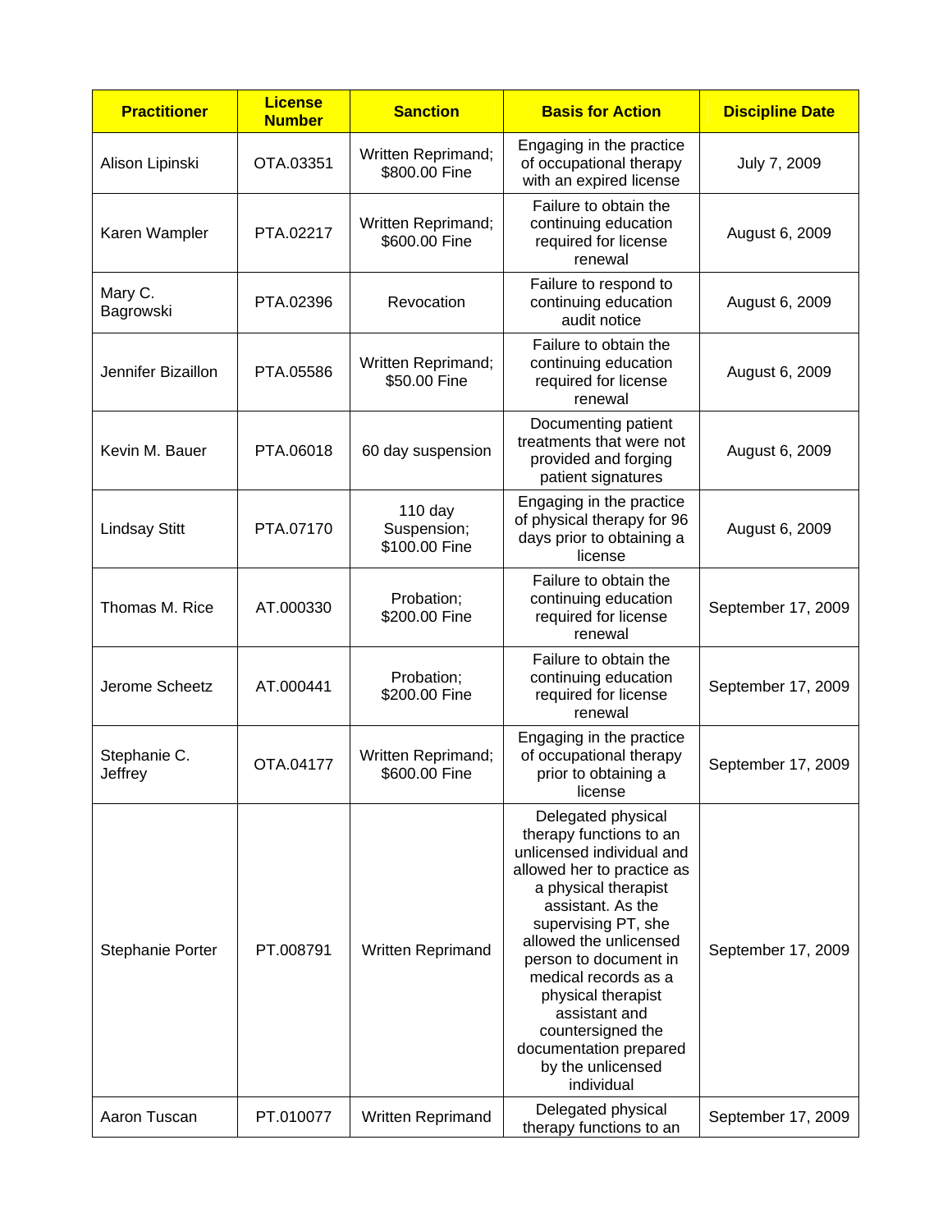| Practitioner | License Number | Sanction | Basis for Action | Discipline Date |
| --- | --- | --- | --- | --- |
| Alison Lipinski | OTA.03351 | Written Reprimand; $800.00 Fine | Engaging in the practice of occupational therapy with an expired license | July 7, 2009 |
| Karen Wampler | PTA.02217 | Written Reprimand; $600.00 Fine | Failure to obtain the continuing education required for license renewal | August 6, 2009 |
| Mary C. Bagrowski | PTA.02396 | Revocation | Failure to respond to continuing education audit notice | August 6, 2009 |
| Jennifer Bizaillon | PTA.05586 | Written Reprimand; $50.00 Fine | Failure to obtain the continuing education required for license renewal | August 6, 2009 |
| Kevin M. Bauer | PTA.06018 | 60 day suspension | Documenting patient treatments that were not provided and forging patient signatures | August 6, 2009 |
| Lindsay Stitt | PTA.07170 | 110 day Suspension; $100.00 Fine | Engaging in the practice of physical therapy for 96 days prior to obtaining a license | August 6, 2009 |
| Thomas M. Rice | AT.000330 | Probation; $200.00 Fine | Failure to obtain the continuing education required for license renewal | September 17, 2009 |
| Jerome Scheetz | AT.000441 | Probation; $200.00 Fine | Failure to obtain the continuing education required for license renewal | September 17, 2009 |
| Stephanie C. Jeffrey | OTA.04177 | Written Reprimand; $600.00 Fine | Engaging in the practice of occupational therapy prior to obtaining a license | September 17, 2009 |
| Stephanie Porter | PT.008791 | Written Reprimand | Delegated physical therapy functions to an unlicensed individual and allowed her to practice as a physical therapist assistant. As the supervising PT, she allowed the unlicensed person to document in medical records as a physical therapist assistant and countersigned the documentation prepared by the unlicensed individual | September 17, 2009 |
| Aaron Tuscan | PT.010077 | Written Reprimand | Delegated physical therapy functions to an | September 17, 2009 |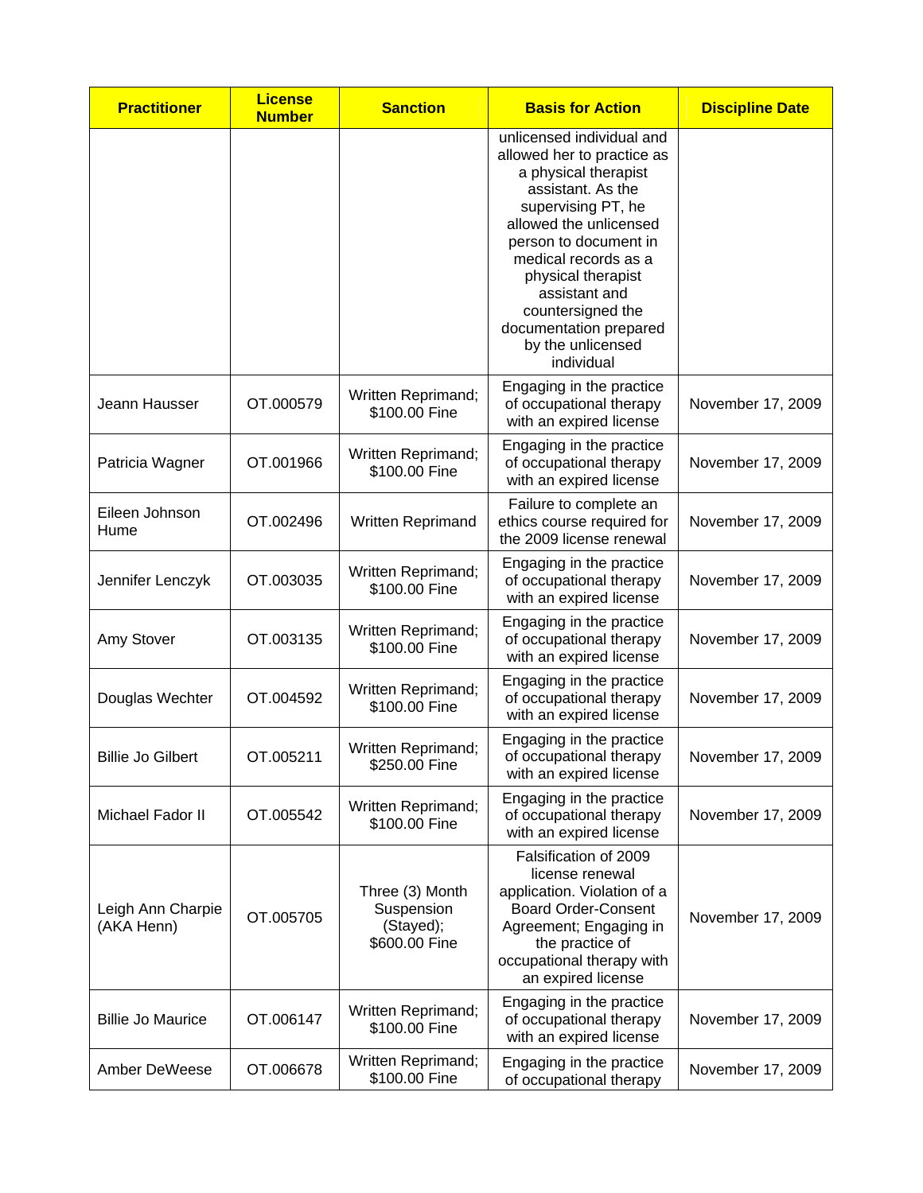| Practitioner | License Number | Sanction | Basis for Action | Discipline Date |
|---|---|---|---|---|
| | | | unlicensed individual and allowed her to practice as a physical therapist assistant. As the supervising PT, he allowed the unlicensed person to document in medical records as a physical therapist assistant and countersigned the documentation prepared by the unlicensed individual | |
| Jeann Hausser | OT.000579 | Written Reprimand; $100.00 Fine | Engaging in the practice of occupational therapy with an expired license | November 17, 2009 |
| Patricia Wagner | OT.001966 | Written Reprimand; $100.00 Fine | Engaging in the practice of occupational therapy with an expired license | November 17, 2009 |
| Eileen Johnson Hume | OT.002496 | Written Reprimand | Failure to complete an ethics course required for the 2009 license renewal | November 17, 2009 |
| Jennifer Lenczyk | OT.003035 | Written Reprimand; $100.00 Fine | Engaging in the practice of occupational therapy with an expired license | November 17, 2009 |
| Amy Stover | OT.003135 | Written Reprimand; $100.00 Fine | Engaging in the practice of occupational therapy with an expired license | November 17, 2009 |
| Douglas Wechter | OT.004592 | Written Reprimand; $100.00 Fine | Engaging in the practice of occupational therapy with an expired license | November 17, 2009 |
| Billie Jo Gilbert | OT.005211 | Written Reprimand; $250.00 Fine | Engaging in the practice of occupational therapy with an expired license | November 17, 2009 |
| Michael Fador II | OT.005542 | Written Reprimand; $100.00 Fine | Engaging in the practice of occupational therapy with an expired license | November 17, 2009 |
| Leigh Ann Charpie (AKA Henn) | OT.005705 | Three (3) Month Suspension (Stayed); $600.00 Fine | Falsification of 2009 license renewal application. Violation of a Board Order-Consent Agreement; Engaging in the practice of occupational therapy with an expired license | November 17, 2009 |
| Billie Jo Maurice | OT.006147 | Written Reprimand; $100.00 Fine | Engaging in the practice of occupational therapy with an expired license | November 17, 2009 |
| Amber DeWeese | OT.006678 | Written Reprimand; $100.00 Fine | Engaging in the practice of occupational therapy | November 17, 2009 |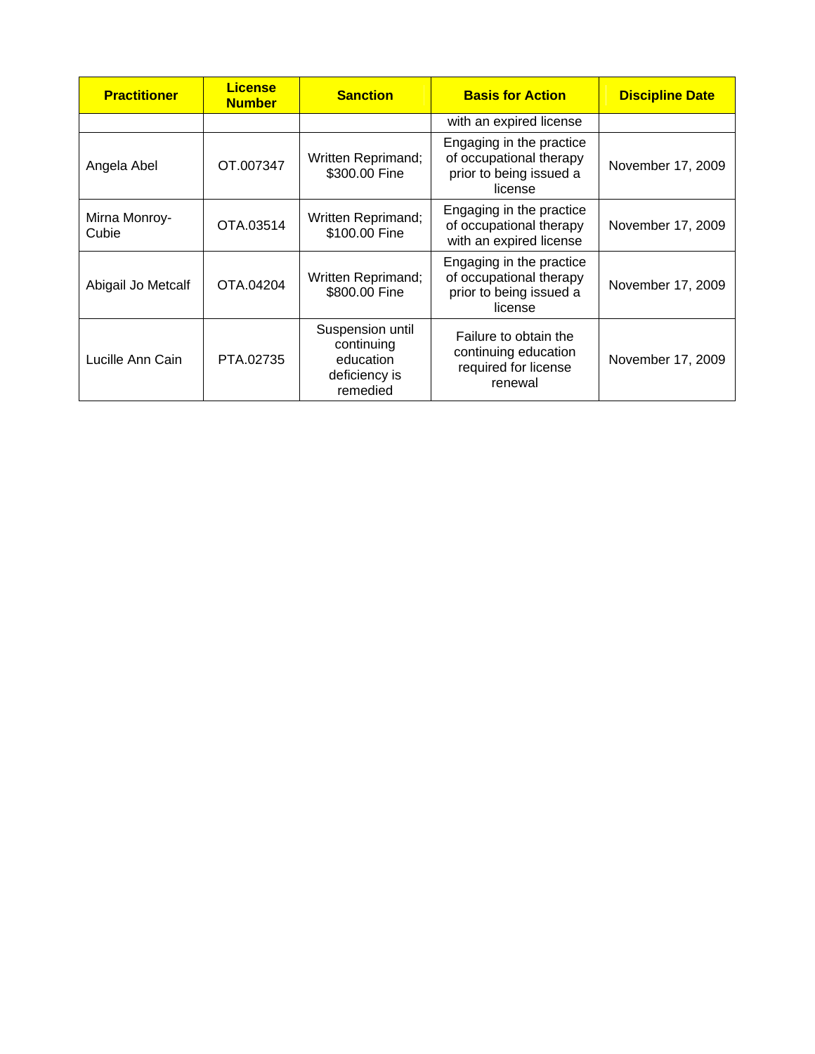| Practitioner | License Number | Sanction | Basis for Action | Discipline Date |
|---|---|---|---|---|
| | | | with an expired license | |
| Angela Abel | OT.007347 | Written Reprimand; $300.00 Fine | Engaging in the practice of occupational therapy prior to being issued a license | November 17, 2009 |
| Mirna Monroy-Cubie | OTA.03514 | Written Reprimand; $100.00 Fine | Engaging in the practice of occupational therapy with an expired license | November 17, 2009 |
| Abigail Jo Metcalf | OTA.04204 | Written Reprimand; $800.00 Fine | Engaging in the practice of occupational therapy prior to being issued a license | November 17, 2009 |
| Lucille Ann Cain | PTA.02735 | Suspension until continuing education deficiency is remedied | Failure to obtain the continuing education required for license renewal | November 17, 2009 |